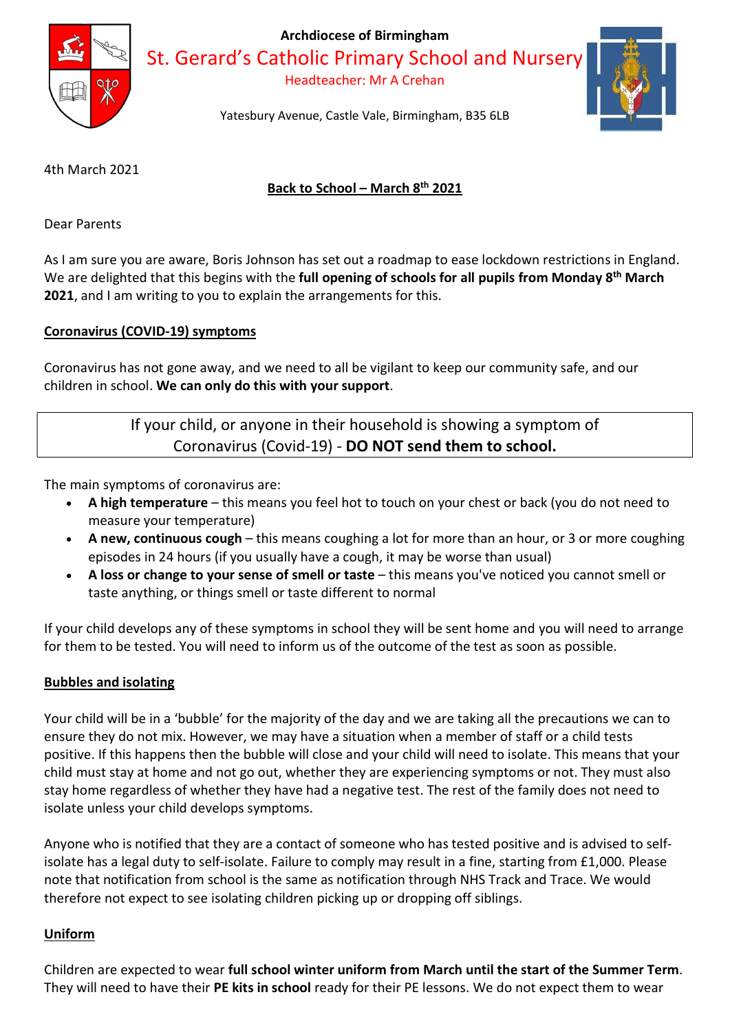Archdiocese of Birmingham

# St. Gerard's Catholic Primary School and Nursery

Headteacher: Mr A Crehan

Yatesbury Avenue, Castle Vale, Birmingham, B35 6LB

4th March 2021

## Back to School – March 8th 2021

Dear Parents

As I am sure you are aware, Boris Johnson has set out a roadmap to ease lockdown restrictions in England. We are delighted that this begins with the **full opening of schools for all pupils from Monday 8th March 2021**, and I am writing to you to explain the arrangements for this.

### Coronavirus (COVID-19) symptoms

Coronavirus has not gone away, and we need to all be vigilant to keep our community safe, and our children in school. **We can only do this with your support**.

> If your child, or anyone in their household is showing a symptom of Coronavirus (Covid-19) - **DO NOT send them to school.**

The main symptoms of coronavirus are:

- **A high temperature** – this means you feel hot to touch on your chest or back (you do not need to measure your temperature)
- **A new, continuous cough** – this means coughing a lot for more than an hour, or 3 or more coughing episodes in 24 hours (if you usually have a cough, it may be worse than usual)
- **A loss or change to your sense of smell or taste** – this means you've noticed you cannot smell or taste anything, or things smell or taste different to normal

If your child develops any of these symptoms in school they will be sent home and you will need to arrange for them to be tested. You will need to inform us of the outcome of the test as soon as possible.

### Bubbles and isolating

Your child will be in a 'bubble' for the majority of the day and we are taking all the precautions we can to ensure they do not mix. However, we may have a situation when a member of staff or a child tests positive. If this happens then the bubble will close and your child will need to isolate. This means that your child must stay at home and not go out, whether they are experiencing symptoms or not. They must also stay home regardless of whether they have had a negative test. The rest of the family does not need to isolate unless your child develops symptoms.

Anyone who is notified that they are a contact of someone who has tested positive and is advised to self-isolate has a legal duty to self-isolate. Failure to comply may result in a fine, starting from £1,000. Please note that notification from school is the same as notification through NHS Track and Trace. We would therefore not expect to see isolating children picking up or dropping off siblings.

### Uniform

Children are expected to wear **full school winter uniform from March until the start of the Summer Term**. They will need to have their **PE kits in school** ready for their PE lessons. We do not expect them to wear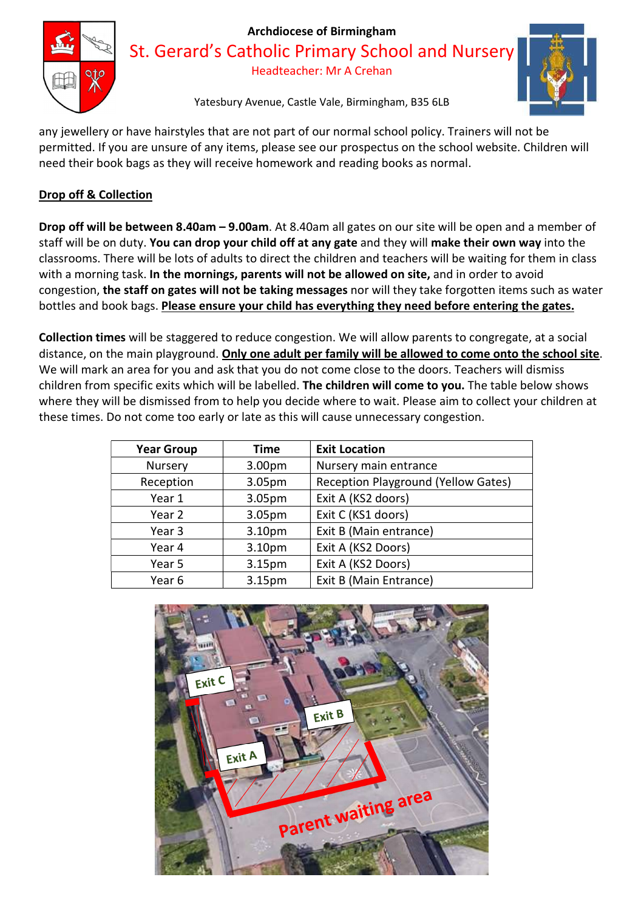any jewellery or have hairstyles that are not part of our normal school policy. Trainers will not be permitted. If you are unsure of any items, please see our prospectus on the school website. Children will need their book bags as they will receive homework and reading books as normal.

## Drop off & Collection

**Drop off will be between 8.40am – 9.00am**. At 8.40am all gates on our site will be open and a member of staff will be on duty. **You can drop your child off at any gate** and they will **make their own way** into the classrooms. There will be lots of adults to direct the children and teachers will be waiting for them in class with a morning task. **In the mornings, parents will not be allowed on site,** and in order to avoid congestion, **the staff on gates will not be taking messages** nor will they take forgotten items such as water bottles and book bags. **Please ensure your child has everything they need before entering the gates.**

**Collection times** will be staggered to reduce congestion. We will allow parents to congregate, at a social distance, on the main playground. **Only one adult per family will be allowed to come onto the school site**. We will mark an area for you and ask that you do not come close to the doors. Teachers will dismiss children from specific exits which will be labelled. **The children will come to you.** The table below shows where they will be dismissed from to help you decide where to wait. Please aim to collect your children at these times. Do not come too early or late as this will cause unnecessary congestion.

| Year Group | Time | Exit Location |
|---|---|---|
| Nursery | 3.00pm | Nursery main entrance |
| Reception | 3.05pm | Reception Playground (Yellow Gates) |
| Year 1 | 3.05pm | Exit A (KS2 doors) |
| Year 2 | 3.05pm | Exit C (KS1 doors) |
| Year 3 | 3.10pm | Exit B (Main entrance) |
| Year 4 | 3.10pm | Exit A (KS2 Doors) |
| Year 5 | 3.15pm | Exit A (KS2 Doors) |
| Year 6 | 3.15pm | Exit B (Main Entrance) |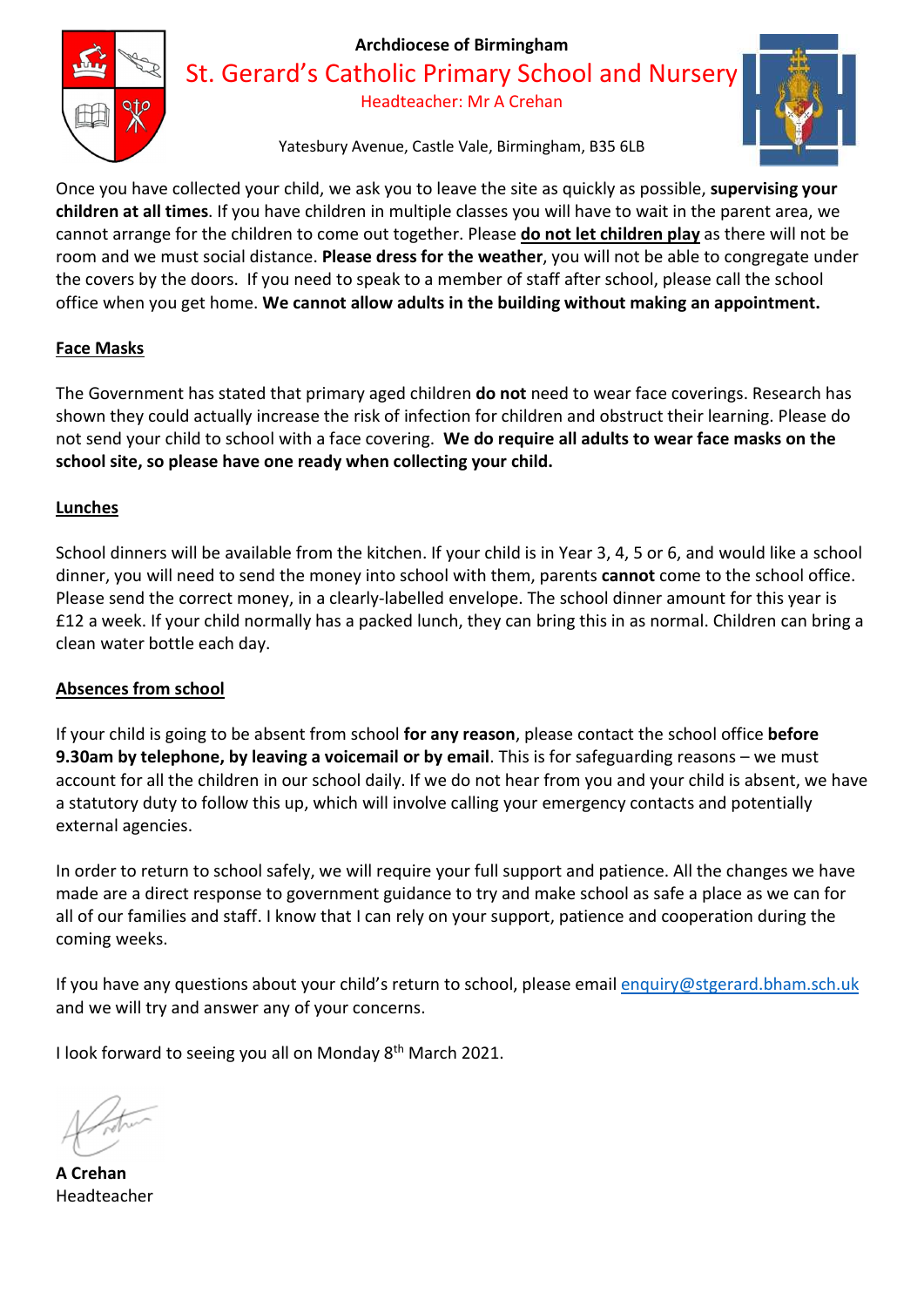Archdiocese of Birmingham

St. Gerard's Catholic Primary School and Nursery

Headteacher: Mr A Crehan

Yatesbury Avenue, Castle Vale, Birmingham, B35 6LB

Once you have collected your child, we ask you to leave the site as quickly as possible, **supervising your children at all times**. If you have children in multiple classes you will have to wait in the parent area, we cannot arrange for the children to come out together. Please **do not let children play** as there will not be room and we must social distance. **Please dress for the weather**, you will not be able to congregate under the covers by the doors. If you need to speak to a member of staff after school, please call the school office when you get home. **We cannot allow adults in the building without making an appointment.**

## Face Masks

The Government has stated that primary aged children **do not** need to wear face coverings. Research has shown they could actually increase the risk of infection for children and obstruct their learning. Please do not send your child to school with a face covering. **We do require all adults to wear face masks on the school site, so please have one ready when collecting your child.**

## Lunches

School dinners will be available from the kitchen. If your child is in Year 3, 4, 5 or 6, and would like a school dinner, you will need to send the money into school with them, parents **cannot** come to the school office. Please send the correct money, in a clearly-labelled envelope. The school dinner amount for this year is £12 a week. If your child normally has a packed lunch, they can bring this in as normal. Children can bring a clean water bottle each day.

## Absences from school

If your child is going to be absent from school **for any reason**, please contact the school office **before 9.30am by telephone, by leaving a voicemail or by email**. This is for safeguarding reasons – we must account for all the children in our school daily. If we do not hear from you and your child is absent, we have a statutory duty to follow this up, which will involve calling your emergency contacts and potentially external agencies.

In order to return to school safely, we will require your full support and patience. All the changes we have made are a direct response to government guidance to try and make school as safe a place as we can for all of our families and staff. I know that I can rely on your support, patience and cooperation during the coming weeks.

If you have any questions about your child's return to school, please email enquiry@stgerard.bham.sch.uk and we will try and answer any of your concerns.

I look forward to seeing you all on Monday 8th March 2021.

**A Crehan**
Headteacher